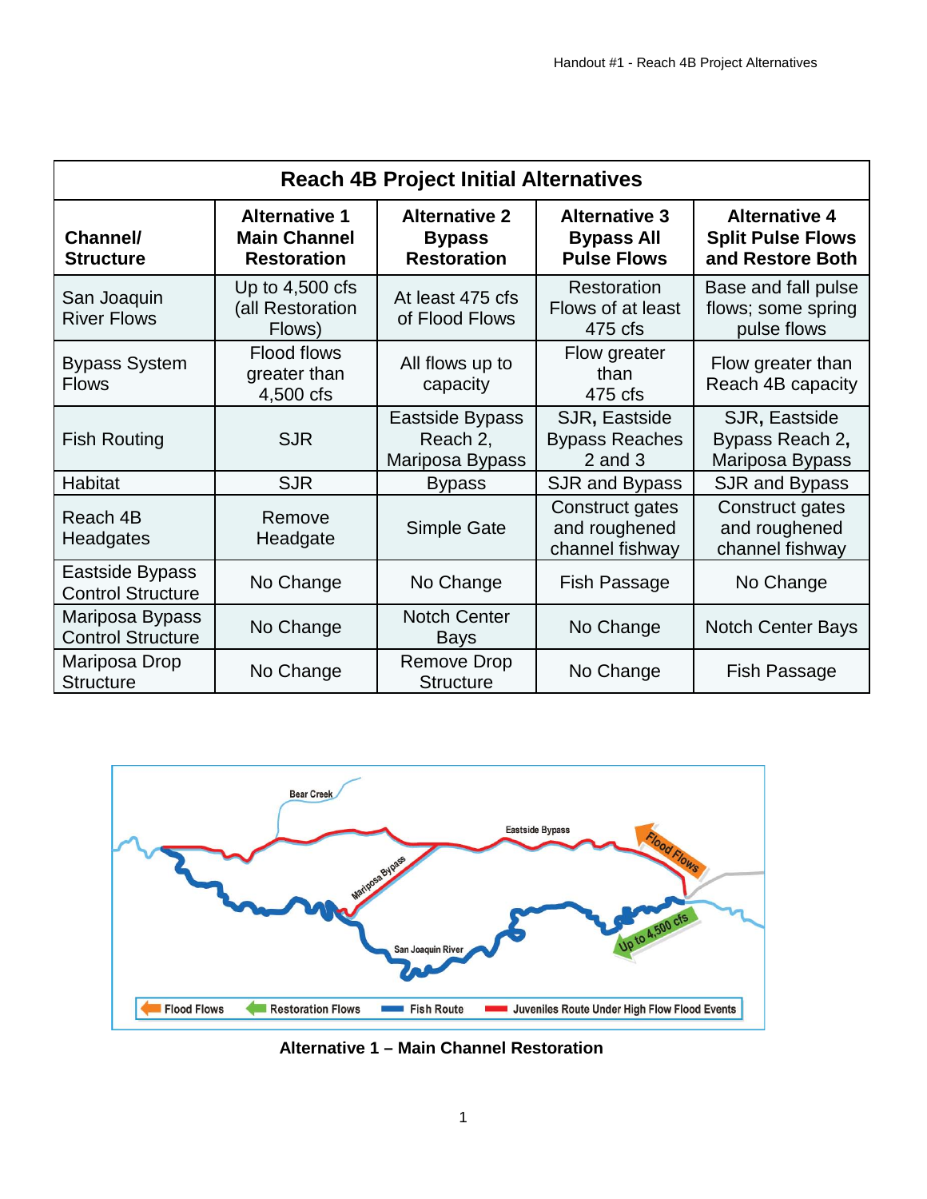| Reach 4B Project Initial Alternatives | | | | |
|---|---|---|---|---|
| **Channel/ Structure** | **Alternative 1 Main Channel Restoration** | **Alternative 2 Bypass Restoration** | **Alternative 3 Bypass All Pulse Flows** | **Alternative 4 Split Pulse Flows and Restore Both** |
| San Joaquin River Flows | Up to 4,500 cfs (all Restoration Flows) | At least 475 cfs of Flood Flows | Restoration Flows of at least 475 cfs | Base and fall pulse flows; some spring pulse flows |
| Bypass System Flows | Flood flows greater than 4,500 cfs | All flows up to capacity | Flow greater than 475 cfs | Flow greater than Reach 4B capacity |
| Fish Routing | SJR | Eastside Bypass Reach 2, Mariposa Bypass | SJR, Eastside Bypass Reaches 2 and 3 | SJR, Eastside Bypass Reach 2, Mariposa Bypass |
| Habitat | SJR | Bypass | SJR and Bypass | SJR and Bypass |
| Reach 4B Headgates | Remove Headgate | Simple Gate | Construct gates and roughened channel fishway | Construct gates and roughened channel fishway |
| Eastside Bypass Control Structure | No Change | No Change | Fish Passage | No Change |
| Mariposa Bypass Control Structure | No Change | Notch Center Bays | No Change | Notch Center Bays |
| Mariposa Drop Structure | No Change | Remove Drop Structure | No Change | Fish Passage |

Bear Creek
Eastside Bypass
Mariposa Bypass
San Joaquin River
Flood Flows
Up to 4,500 cfs
Flood Flows
Restoration Flows
Fish Route
Juveniles Route Under High Flow Flood Events

**Alternative 1 – Main Channel Restoration**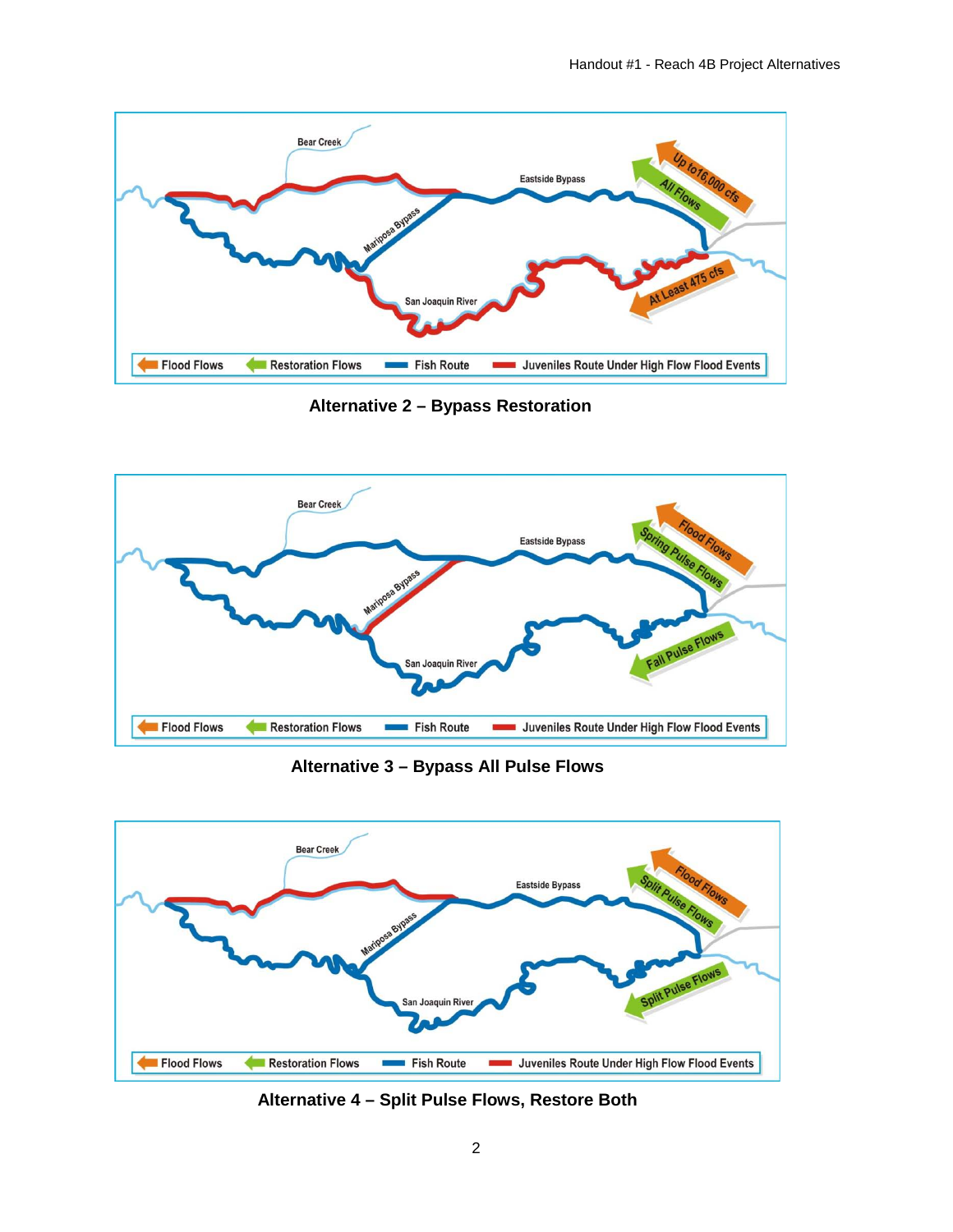Bear Creek
Eastside Bypass
Mariposa Bypass
San Joaquin River
Up to16,000 cfs
All Flows
At Least 475 cfs
Flood Flows
Restoration Flows
Fish Route
Juveniles Route Under High Flow Flood Events

**Alternative 2 – Bypass Restoration**

Bear Creek
Eastside Bypass
Mariposa Bypass
San Joaquin River
Flood Flows
Spring Pulse Flows
Fall Pulse Flows
Flood Flows
Restoration Flows
Fish Route
Juveniles Route Under High Flow Flood Events

**Alternative 3 – Bypass All Pulse Flows**

Bear Creek
Eastside Bypass
Mariposa Bypass
San Joaquin River
Flood Flows
Split Pulse Flows
Split Pulse Flows
Flood Flows
Restoration Flows
Fish Route
Juveniles Route Under High Flow Flood Events

**Alternative 4 – Split Pulse Flows, Restore Both**